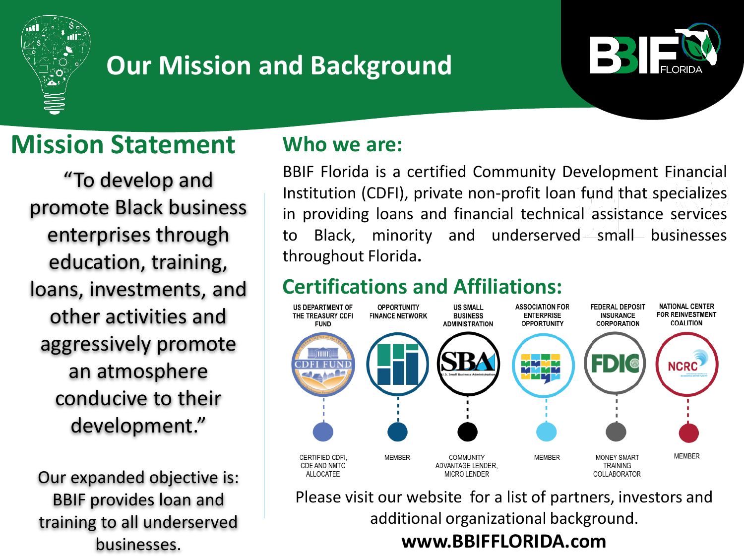# Our Mission and Background

## Mission Statement

"To develop and promote Black business enterprises through education, training, loans, investments, and other activities and aggressively promote an atmosphere conducive to their development."

Our expanded objective is: BBIF provides loan and training to all underserved businesses.

## Who we are:

BBIF Florida is a certified Community Development Financial Institution (CDFI), private non-profit loan fund that specializes in providing loans and financial technical assistance services to Black, minority and underserved small businesses throughout Florida**.**

## Certifications and Affiliations:

| Organization | Role |
| --- | --- |
| US DEPARTMENT OF THE TREASURY CDFI FUND | CERTIFIED CDFI, CDE AND NMTC ALLOCATEE |
| OPPORTUNITY FINANCE NETWORK | MEMBER |
| US SMALL BUSINESS ADMINISTRATION | COMMUNITY ADVANTAGE LENDER, MICRO LENDER |
| ASSOCIATION FOR ENTERPRISE OPPORTUNITY | MEMBER |
| FEDERAL DEPOSIT INSURANCE CORPORATION | MONEY SMART TRAINING COLLABORATOR |
| NATIONAL CENTER FOR REINVESTMENT COALITION | MEMBER |

Please visit our website for a list of partners, investors and additional organizational background.

**www.BBIFFLORIDA.com**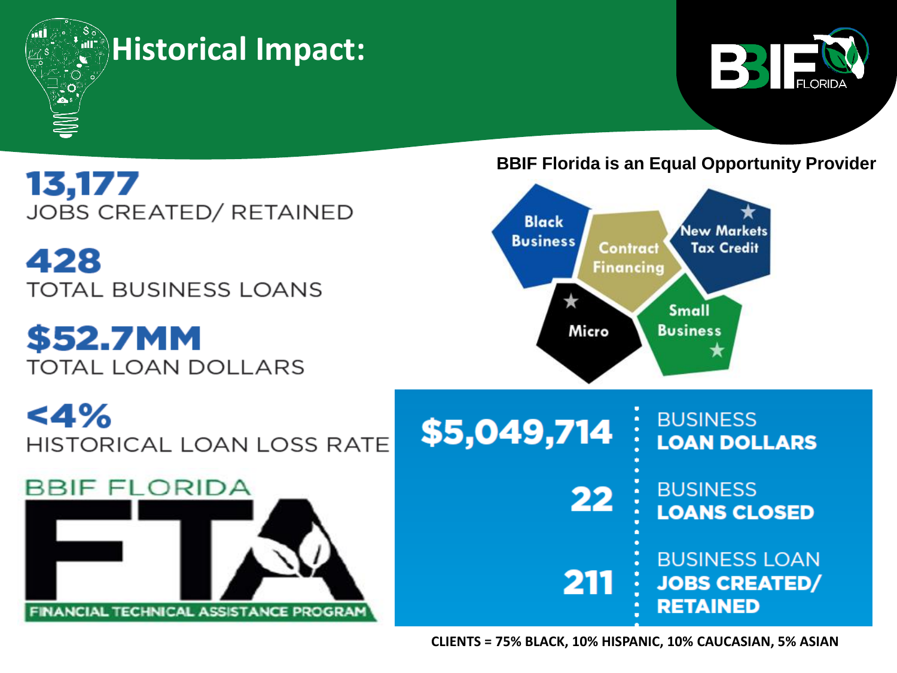# Historical Impact:

**13,177**
JOBS CREATED/ RETAINED

**428**
TOTAL BUSINESS LOANS

**$52.7MM**
TOTAL LOAN DOLLARS

**<4%**
HISTORICAL LOAN LOSS RATE

BBIF FLORIDA
FTA
FINANCIAL TECHNICAL ASSISTANCE PROGRAM

**BBIF Florida is an Equal Opportunity Provider**

- Black Business
- Contract Financing
- New Markets Tax Credit
- Micro
- Small Business

| | |
|---|---|
| **$5,049,714** | BUSINESS **LOAN DOLLARS** |
| **22** | BUSINESS **LOANS CLOSED** |
| **211** | BUSINESS LOAN **JOBS CREATED/ RETAINED** |

**CLIENTS = 75% BLACK, 10% HISPANIC, 10% CAUCASIAN, 5% ASIAN**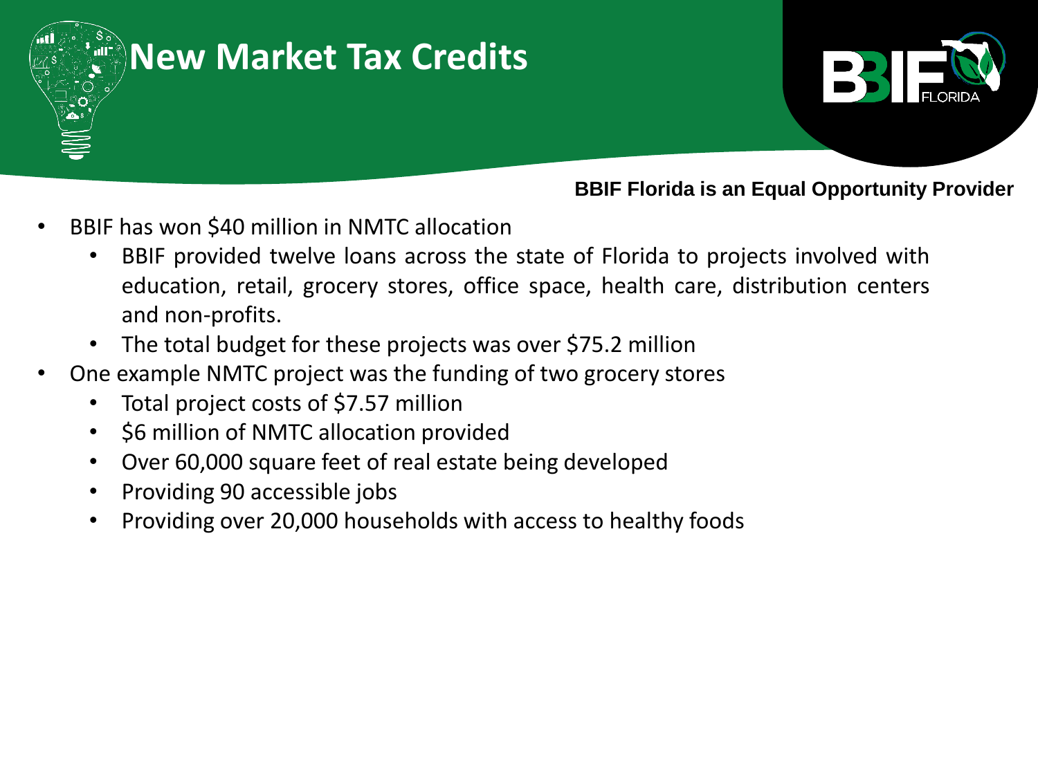# New Market Tax Credits

**BBIF Florida is an Equal Opportunity Provider**

- BBIF has won $40 million in NMTC allocation
  - BBIF provided twelve loans across the state of Florida to projects involved with education, retail, grocery stores, office space, health care, distribution centers and non-profits.
  - The total budget for these projects was over $75.2 million
- One example NMTC project was the funding of two grocery stores
  - Total project costs of $7.57 million
  - $6 million of NMTC allocation provided
  - Over 60,000 square feet of real estate being developed
  - Providing 90 accessible jobs
  - Providing over 20,000 households with access to healthy foods